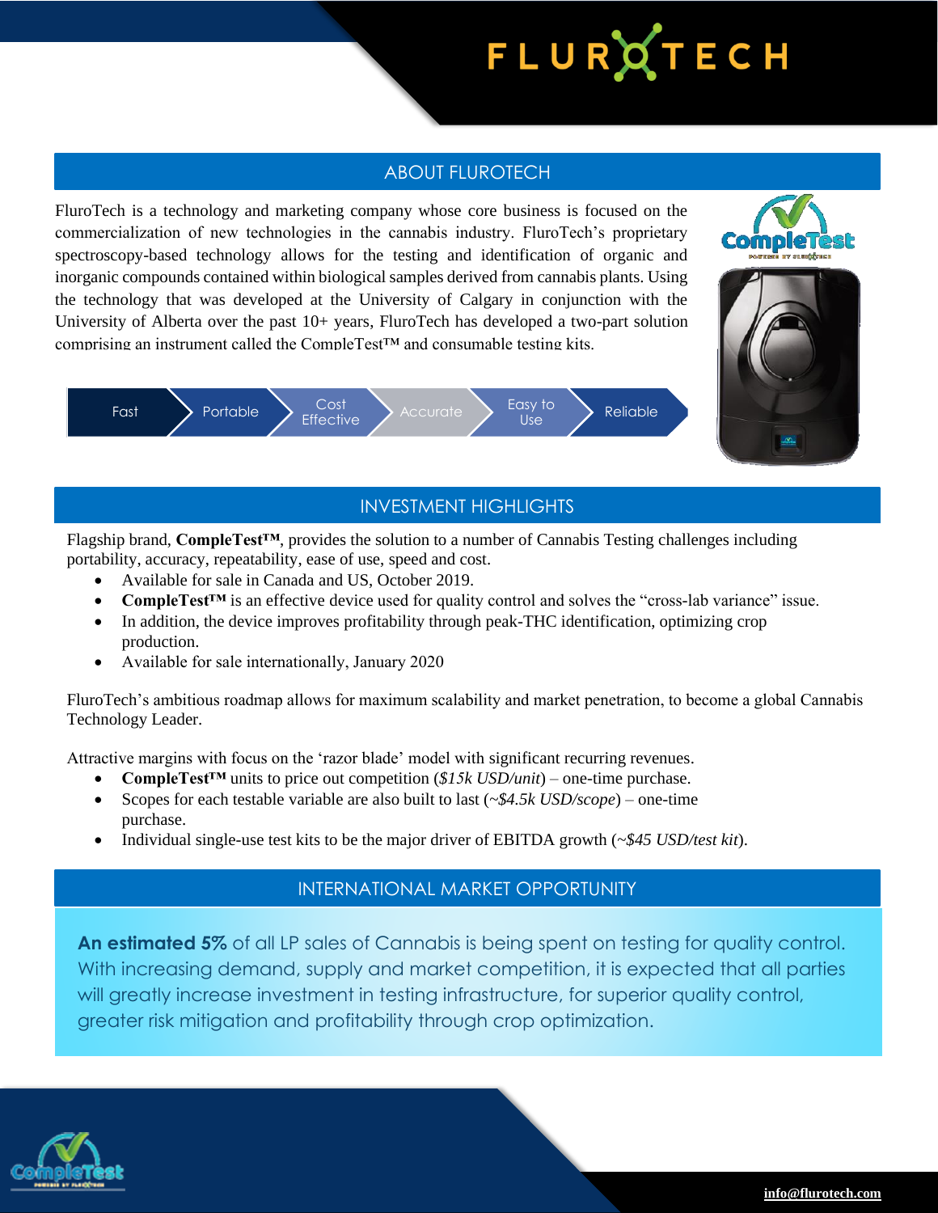# FLUROTECH

## ABOUT FLUROTECH

FluroTech is a technology and marketing company whose core business is focused on the commercialization of new technologies in the cannabis industry. FluroTech's proprietary spectroscopy-based technology allows for the testing and identification of organic and inorganic compounds contained within biological samples derived from cannabis plants. Using the technology that was developed at the University of Calgary in conjunction with the University of Alberta over the past 10+ years, FluroTech has developed a two-part solution comprising an instrument called the CompleTest™ and consumable testing kits.

Fast | Portable | Cost Effective | Accurate | Easy to Use | Reliable

## INVESTMENT HIGHLIGHTS

Flagship brand, **CompleTest™**, provides the solution to a number of Cannabis Testing challenges including portability, accuracy, repeatability, ease of use, speed and cost.

- Available for sale in Canada and US, October 2019.
- **CompleTest™** is an effective device used for quality control and solves the "cross-lab variance" issue.
- In addition, the device improves profitability through peak-THC identification, optimizing crop production.
- Available for sale internationally, January 2020

FluroTech's ambitious roadmap allows for maximum scalability and market penetration, to become a global Cannabis Technology Leader.

Attractive margins with focus on the 'razor blade' model with significant recurring revenues.

- **CompleTest™** units to price out competition (*$15k USD/unit*) – one-time purchase.
- Scopes for each testable variable are also built to last (*~$4.5k USD/scope*) – one-time purchase.
- Individual single-use test kits to be the major driver of EBITDA growth (*~$45 USD/test kit*).

## INTERNATIONAL MARKET OPPORTUNITY

**An estimated 5%** of all LP sales of Cannabis is being spent on testing for quality control. With increasing demand, supply and market competition, it is expected that all parties will greatly increase investment in testing infrastructure, for superior quality control, greater risk mitigation and profitability through crop optimization.

info@flurotech.com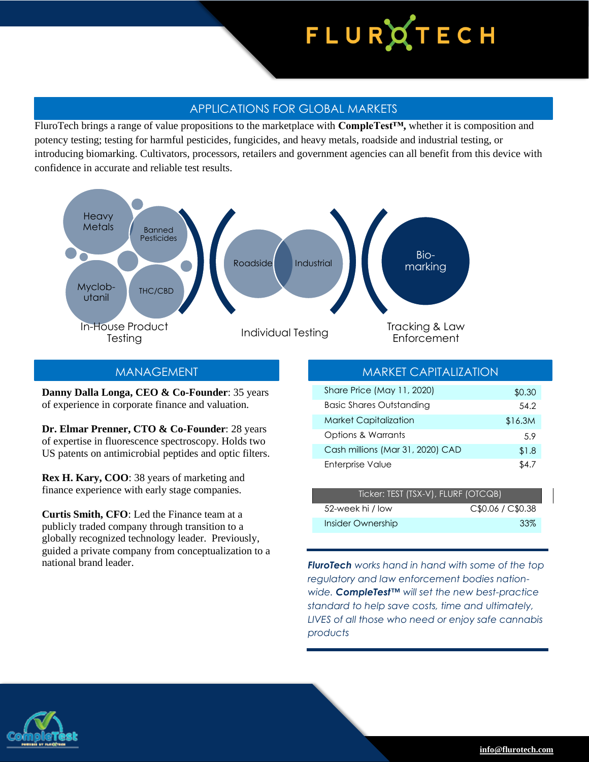## APPLICATIONS FOR GLOBAL MARKETS

FluroTech brings a range of value propositions to the marketplace with **CompleTest™,** whether it is composition and potency testing; testing for harmful pesticides, fungicides, and heavy metals, roadside and industrial testing, or introducing biomarking. Cultivators, processors, retailers and government agencies can all benefit from this device with confidence in accurate and reliable test results.

Heavy Metals, Banned Pesticides, Myclob-utanil, THC/CBD — In-House Product Testing

Roadside, Industrial — Individual Testing

Bio-marking — Tracking & Law Enforcement

## MANAGEMENT

**Danny Dalla Longa, CEO & Co-Founder**: 35 years of experience in corporate finance and valuation.

**Dr. Elmar Prenner, CTO & Co-Founder**: 28 years of expertise in fluorescence spectroscopy. Holds two US patents on antimicrobial peptides and optic filters.

**Rex H. Kary, COO**: 38 years of marketing and finance experience with early stage companies.

**Curtis Smith, CFO**: Led the Finance team at a publicly traded company through transition to a globally recognized technology leader. Previously, guided a private company from conceptualization to a national brand leader.

## MARKET CAPITALIZATION

| | |
|---|---|
| Share Price (May 11, 2020) | $0.30 |
| Basic Shares Outstanding | 54.2 |
| Market Capitalization | $16.3M |
| Options & Warrants | 5.9 |
| Cash millions (Mar 31, 2020) CAD | $1.8 |
| Enterprise Value | $4.7 |

| Ticker: TEST (TSX-V), FLURF (OTCQB) | |
|---|---|
| 52-week hi / low | C$0.06 / C$0.38 |
| Insider Ownership | 33% |

***FluroTech** works hand in hand with some of the top regulatory and law enforcement bodies nation-wide. **CompleTest™** will set the new best-practice standard to help save costs, time and ultimately, LIVES of all those who need or enjoy safe cannabis products*

info@flurotech.com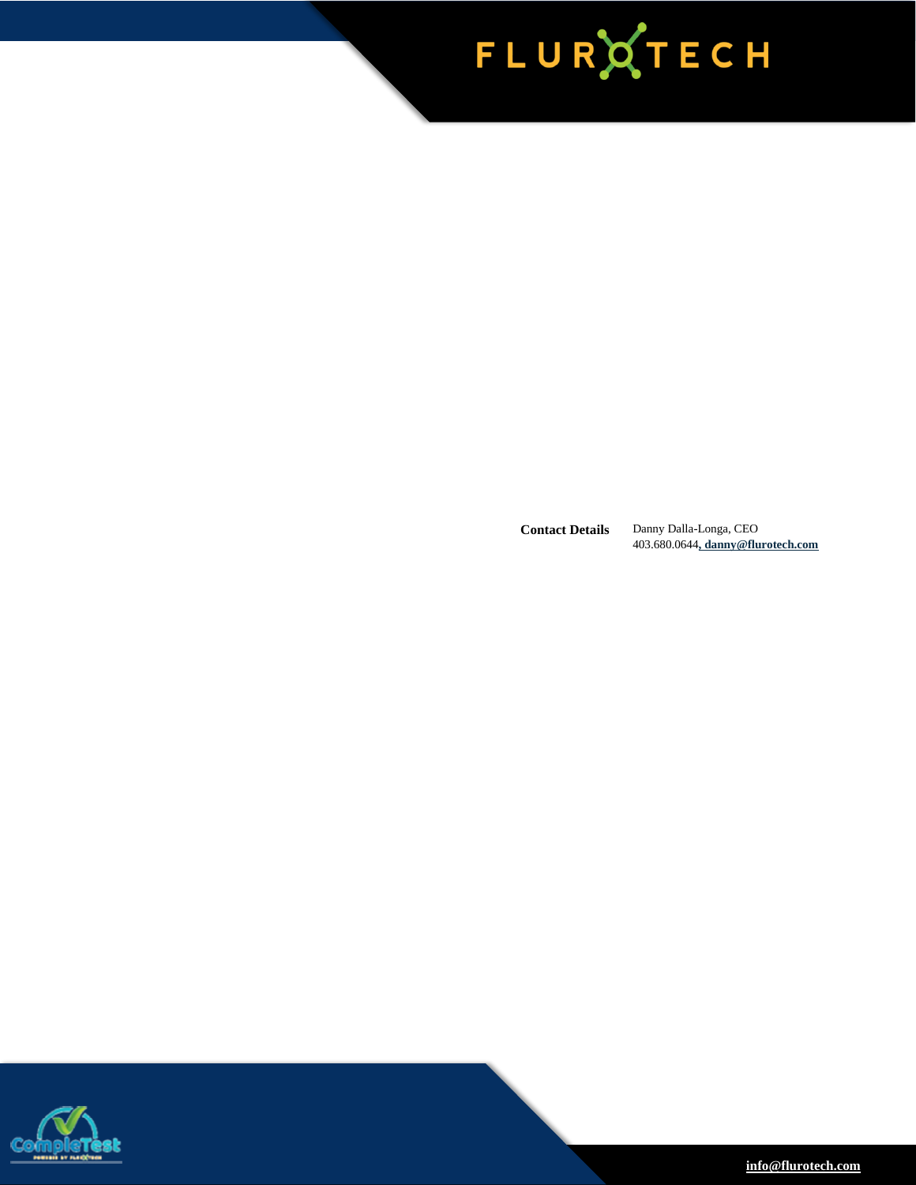| | |
|---|---|
| **Contact Details** | Danny Dalla-Longa, CEO<br>403.680.0644, **danny@flurotech.com** |